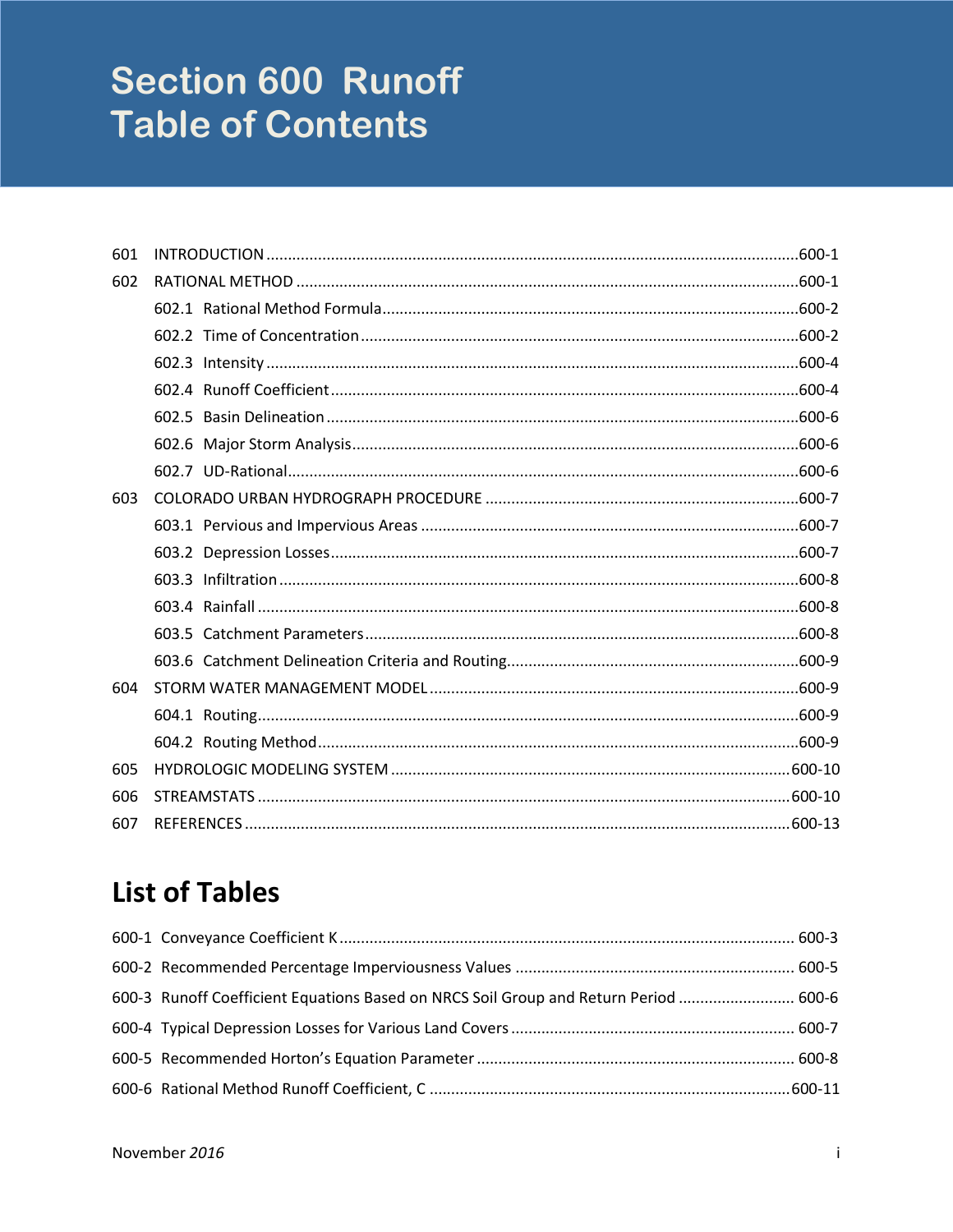# Section 600 Runoff
# Table of Contents

601 INTRODUCTION ........................................................................................................600-1

602 RATIONAL METHOD ..................................................................................................600-1

- 602.1 Rational Method Formula..........................................................................................600-2
- 602.2 Time of Concentration ...............................................................................................600-2
- 602.3 Intensity ......................................................................................................................600-4
- 602.4 Runoff Coefficient .......................................................................................................600-4
- 602.5 Basin Delineation .........................................................................................................600-6
- 602.6 Major Storm Analysis...................................................................................................600-6
- 602.7 UD-Rational.................................................................................................................600-6

603 COLORADO URBAN HYDROGRAPH PROCEDURE ........................................................600-7

- 603.1 Pervious and Impervious Areas ..................................................................................600-7
- 603.2 Depression Losses.......................................................................................................600-7
- 603.3 Infiltration ....................................................................................................................600-8
- 603.4 Rainfall .........................................................................................................................600-8
- 603.5 Catchment Parameters.................................................................................................600-8
- 603.6 Catchment Delineation Criteria and Routing...............................................................600-9

604 STORM WATER MANAGEMENT MODEL ....................................................................600-9

- 604.1 Routing.........................................................................................................................600-9
- 604.2 Routing Method...........................................................................................................600-9

605 HYDROLOGIC MODELING SYSTEM ............................................................................600-10

606 STREAMSTATS ..............................................................................................................600-10

607 REFERENCES .................................................................................................................600-13

## List of Tables

600-1 Conveyance Coefficient K ............................................................................................ 600-3

600-2 Recommended Percentage Imperviousness Values ...................................................... 600-5

600-3 Runoff Coefficient Equations Based on NRCS Soil Group and Return Period ................ 600-6

600-4 Typical Depression Losses for Various Land Covers ...................................................... 600-7

600-5 Recommended Horton's Equation Parameter .............................................................. 600-8

600-6 Rational Method Runoff Coefficient, C .......................................................................600-11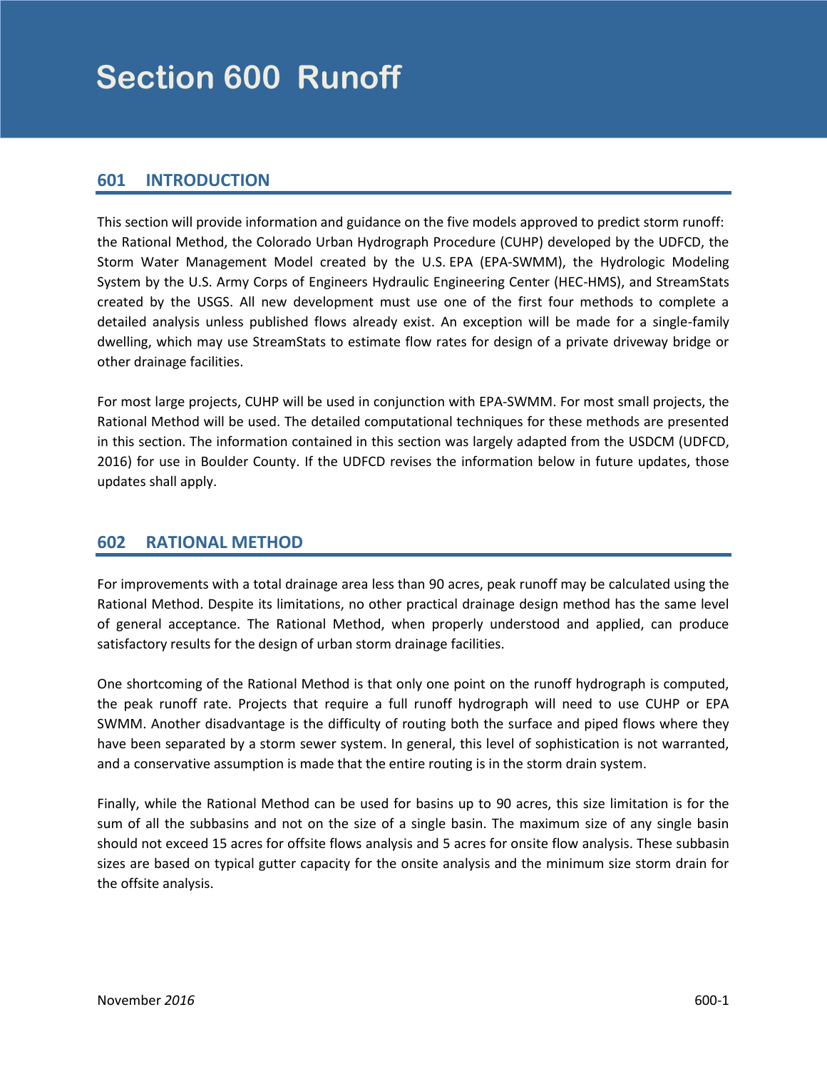# Section 600 Runoff

## 601 INTRODUCTION

This section will provide information and guidance on the five models approved to predict storm runoff: the Rational Method, the Colorado Urban Hydrograph Procedure (CUHP) developed by the UDFCD, the Storm Water Management Model created by the U.S. EPA (EPA-SWMM), the Hydrologic Modeling System by the U.S. Army Corps of Engineers Hydraulic Engineering Center (HEC-HMS), and StreamStats created by the USGS. All new development must use one of the first four methods to complete a detailed analysis unless published flows already exist. An exception will be made for a single-family dwelling, which may use StreamStats to estimate flow rates for design of a private driveway bridge or other drainage facilities.

For most large projects, CUHP will be used in conjunction with EPA-SWMM. For most small projects, the Rational Method will be used. The detailed computational techniques for these methods are presented in this section. The information contained in this section was largely adapted from the USDCM (UDFCD, 2016) for use in Boulder County. If the UDFCD revises the information below in future updates, those updates shall apply.

## 602 RATIONAL METHOD

For improvements with a total drainage area less than 90 acres, peak runoff may be calculated using the Rational Method. Despite its limitations, no other practical drainage design method has the same level of general acceptance. The Rational Method, when properly understood and applied, can produce satisfactory results for the design of urban storm drainage facilities.

One shortcoming of the Rational Method is that only one point on the runoff hydrograph is computed, the peak runoff rate. Projects that require a full runoff hydrograph will need to use CUHP or EPA SWMM. Another disadvantage is the difficulty of routing both the surface and piped flows where they have been separated by a storm sewer system. In general, this level of sophistication is not warranted, and a conservative assumption is made that the entire routing is in the storm drain system.

Finally, while the Rational Method can be used for basins up to 90 acres, this size limitation is for the sum of all the subbasins and not on the size of a single basin. The maximum size of any single basin should not exceed 15 acres for offsite flows analysis and 5 acres for onsite flow analysis. These subbasin sizes are based on typical gutter capacity for the onsite analysis and the minimum size storm drain for the offsite analysis.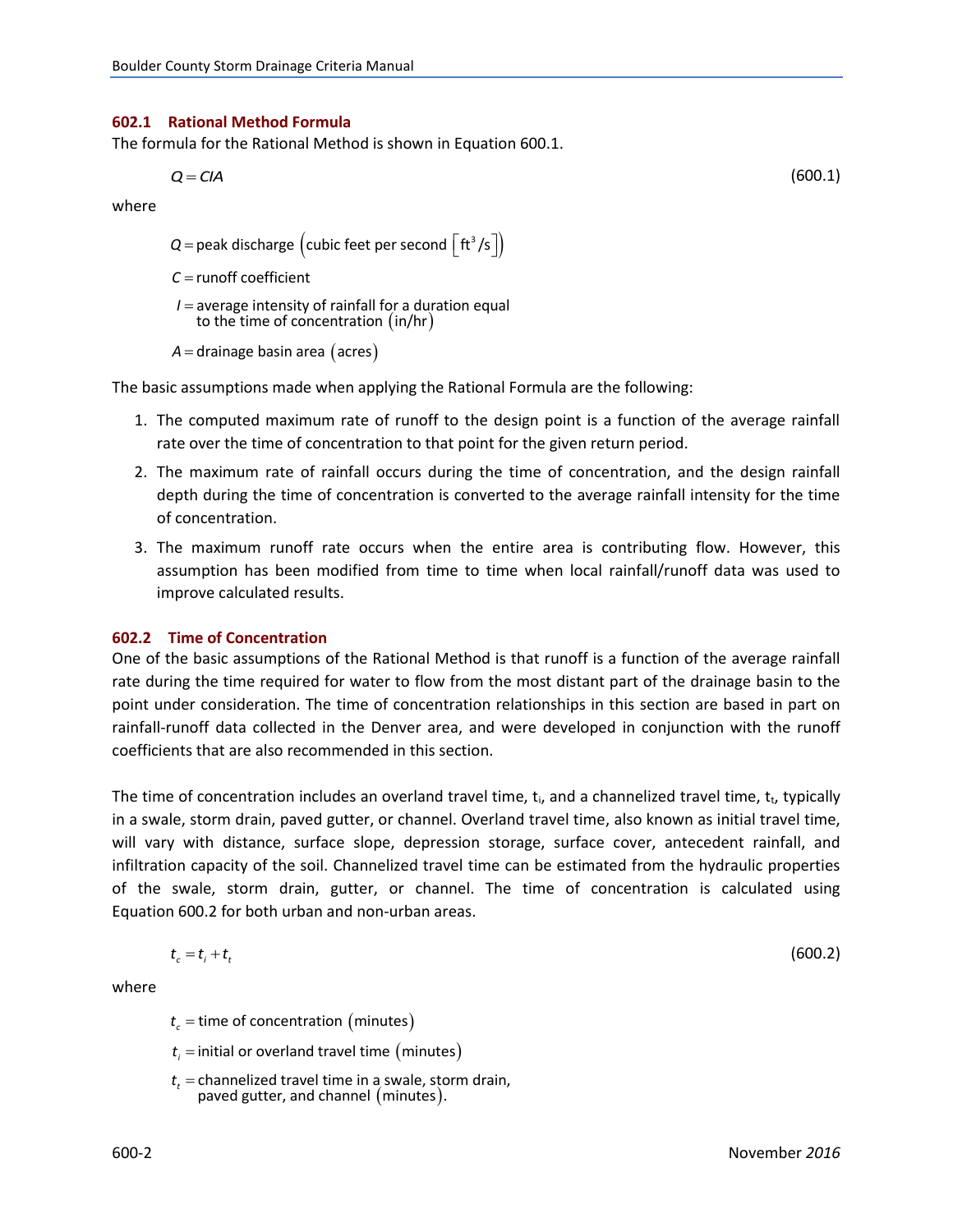### 602.1 Rational Method Formula

The formula for the Rational Method is shown in Equation 600.1.

$$Q = CIA \tag{600.1}$$

where

$Q =$ peak discharge (cubic feet per second $\left[\text{ft}^3/\text{s}\right]$)

$C =$ runoff coefficient

$I =$ average intensity of rainfall for a duration equal to the time of concentration (in/hr)

$A =$ drainage basin area (acres)

The basic assumptions made when applying the Rational Formula are the following:

1. The computed maximum rate of runoff to the design point is a function of the average rainfall rate over the time of concentration to that point for the given return period.
2. The maximum rate of rainfall occurs during the time of concentration, and the design rainfall depth during the time of concentration is converted to the average rainfall intensity for the time of concentration.
3. The maximum runoff rate occurs when the entire area is contributing flow. However, this assumption has been modified from time to time when local rainfall/runoff data was used to improve calculated results.

### 602.2 Time of Concentration

One of the basic assumptions of the Rational Method is that runoff is a function of the average rainfall rate during the time required for water to flow from the most distant part of the drainage basin to the point under consideration. The time of concentration relationships in this section are based in part on rainfall-runoff data collected in the Denver area, and were developed in conjunction with the runoff coefficients that are also recommended in this section.

The time of concentration includes an overland travel time, $t_i$, and a channelized travel time, $t_t$, typically in a swale, storm drain, paved gutter, or channel. Overland travel time, also known as initial travel time, will vary with distance, surface slope, depression storage, surface cover, antecedent rainfall, and infiltration capacity of the soil. Channelized travel time can be estimated from the hydraulic properties of the swale, storm drain, gutter, or channel. The time of concentration is calculated using Equation 600.2 for both urban and non-urban areas.

$$t_c = t_i + t_t \tag{600.2}$$

where

$t_c =$ time of concentration (minutes)

$t_i =$ initial or overland travel time (minutes)

$t_t =$ channelized travel time in a swale, storm drain, paved gutter, and channel (minutes).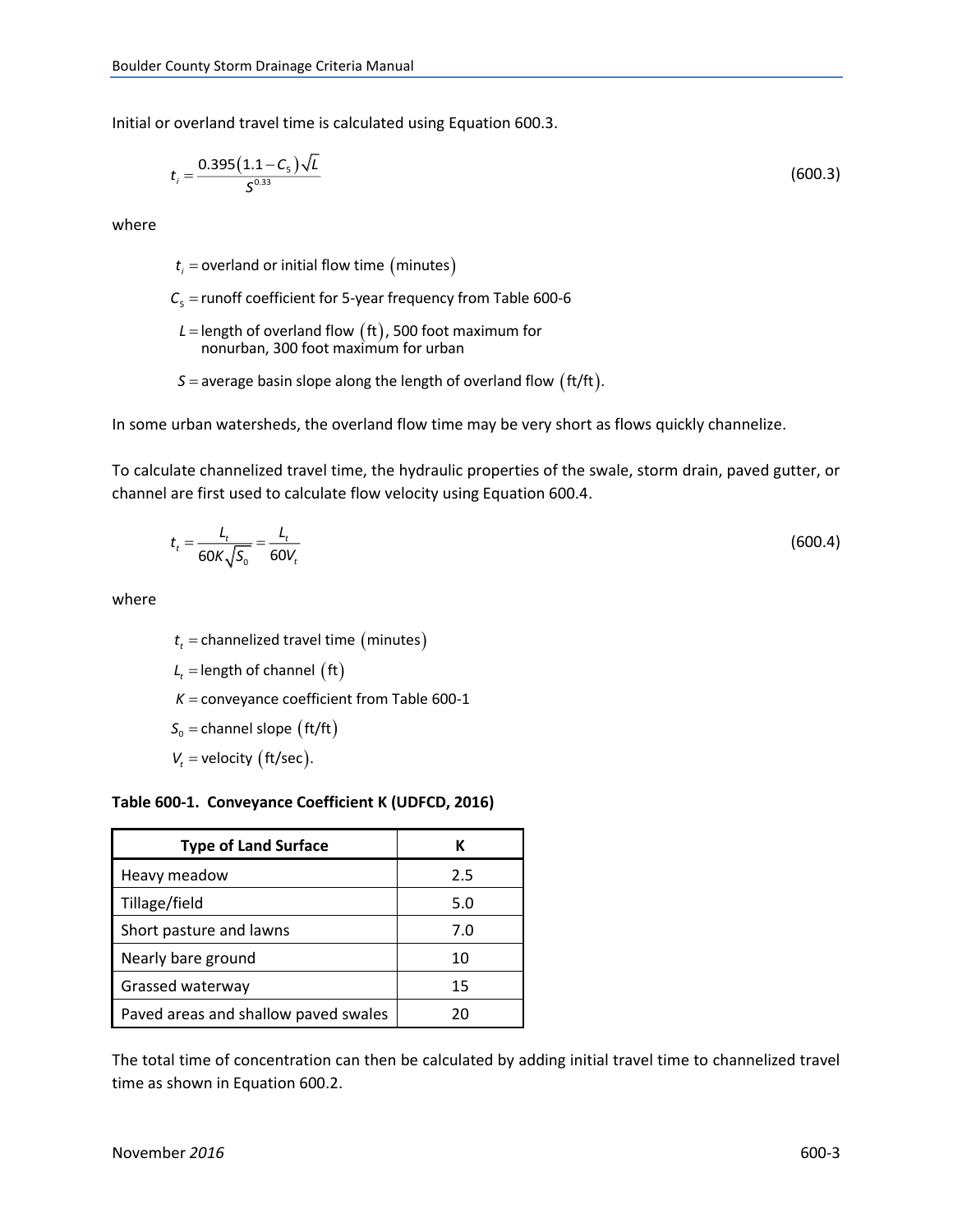Initial or overland travel time is calculated using Equation 600.3.

$$t_i = \frac{0.395(1.1 - C_5)\sqrt{L}}{S^{0.33}} \tag{600.3}$$

where

$t_i$ = overland or initial flow time (minutes)

$C_5$ = runoff coefficient for 5-year frequency from Table 600-6

$L$ = length of overland flow (ft), 500 foot maximum for nonurban, 300 foot maximum for urban

$S$ = average basin slope along the length of overland flow (ft/ft).

In some urban watersheds, the overland flow time may be very short as flows quickly channelize.

To calculate channelized travel time, the hydraulic properties of the swale, storm drain, paved gutter, or channel are first used to calculate flow velocity using Equation 600.4.

$$t_t = \frac{L_t}{60K\sqrt{S_0}} = \frac{L_t}{60V_t} \tag{600.4}$$

where

$t_t$ = channelized travel time (minutes)

$L_t$ = length of channel (ft)

$K$ = conveyance coefficient from Table 600-1

$S_0$ = channel slope (ft/ft)

$V_t$ = velocity (ft/sec).

**Table 600-1. Conveyance Coefficient K (UDFCD, 2016)**

| Type of Land Surface | K |
|---|---|
| Heavy meadow | 2.5 |
| Tillage/field | 5.0 |
| Short pasture and lawns | 7.0 |
| Nearly bare ground | 10 |
| Grassed waterway | 15 |
| Paved areas and shallow paved swales | 20 |

The total time of concentration can then be calculated by adding initial travel time to channelized travel time as shown in Equation 600.2.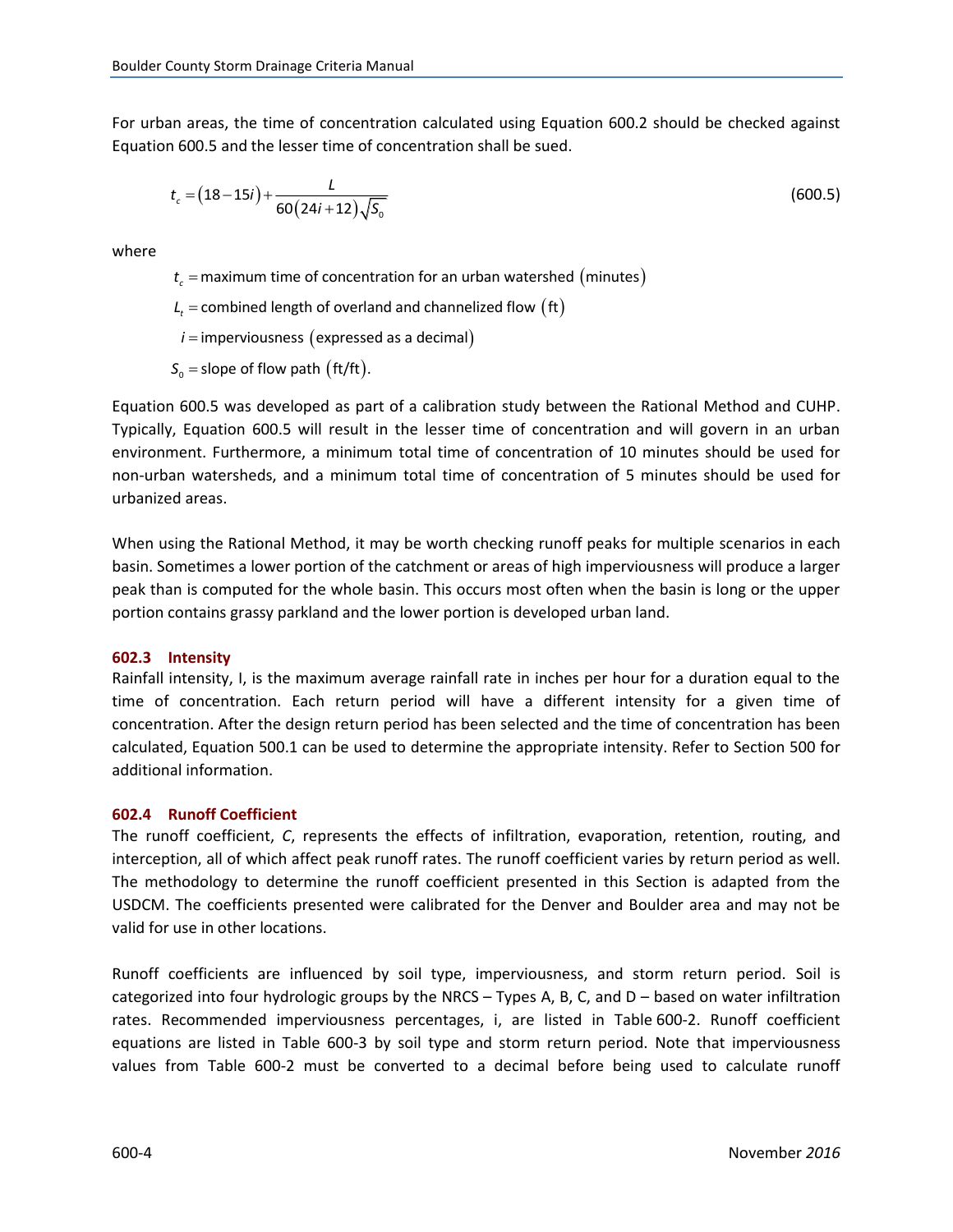For urban areas, the time of concentration calculated using Equation 600.2 should be checked against Equation 600.5 and the lesser time of concentration shall be sued.

$$t_c = (18 - 15i) + \frac{L}{60(24i + 12)\sqrt{S_0}} \tag{600.5}$$

where

$t_c$ = maximum time of concentration for an urban watershed (minutes)

$L_t$ = combined length of overland and channelized flow (ft)

$i$ = imperviousness (expressed as a decimal)

$S_0$ = slope of flow path (ft/ft).

Equation 600.5 was developed as part of a calibration study between the Rational Method and CUHP. Typically, Equation 600.5 will result in the lesser time of concentration and will govern in an urban environment. Furthermore, a minimum total time of concentration of 10 minutes should be used for non-urban watersheds, and a minimum total time of concentration of 5 minutes should be used for urbanized areas.

When using the Rational Method, it may be worth checking runoff peaks for multiple scenarios in each basin. Sometimes a lower portion of the catchment or areas of high imperviousness will produce a larger peak than is computed for the whole basin. This occurs most often when the basin is long or the upper portion contains grassy parkland and the lower portion is developed urban land.

### 602.3 Intensity

Rainfall intensity, I, is the maximum average rainfall rate in inches per hour for a duration equal to the time of concentration. Each return period will have a different intensity for a given time of concentration. After the design return period has been selected and the time of concentration has been calculated, Equation 500.1 can be used to determine the appropriate intensity. Refer to Section 500 for additional information.

### 602.4 Runoff Coefficient

The runoff coefficient, *C*, represents the effects of infiltration, evaporation, retention, routing, and interception, all of which affect peak runoff rates. The runoff coefficient varies by return period as well. The methodology to determine the runoff coefficient presented in this Section is adapted from the USDCM. The coefficients presented were calibrated for the Denver and Boulder area and may not be valid for use in other locations.

Runoff coefficients are influenced by soil type, imperviousness, and storm return period. Soil is categorized into four hydrologic groups by the NRCS – Types A, B, C, and D – based on water infiltration rates. Recommended imperviousness percentages, i, are listed in Table 600-2. Runoff coefficient equations are listed in Table 600-3 by soil type and storm return period. Note that imperviousness values from Table 600-2 must be converted to a decimal before being used to calculate runoff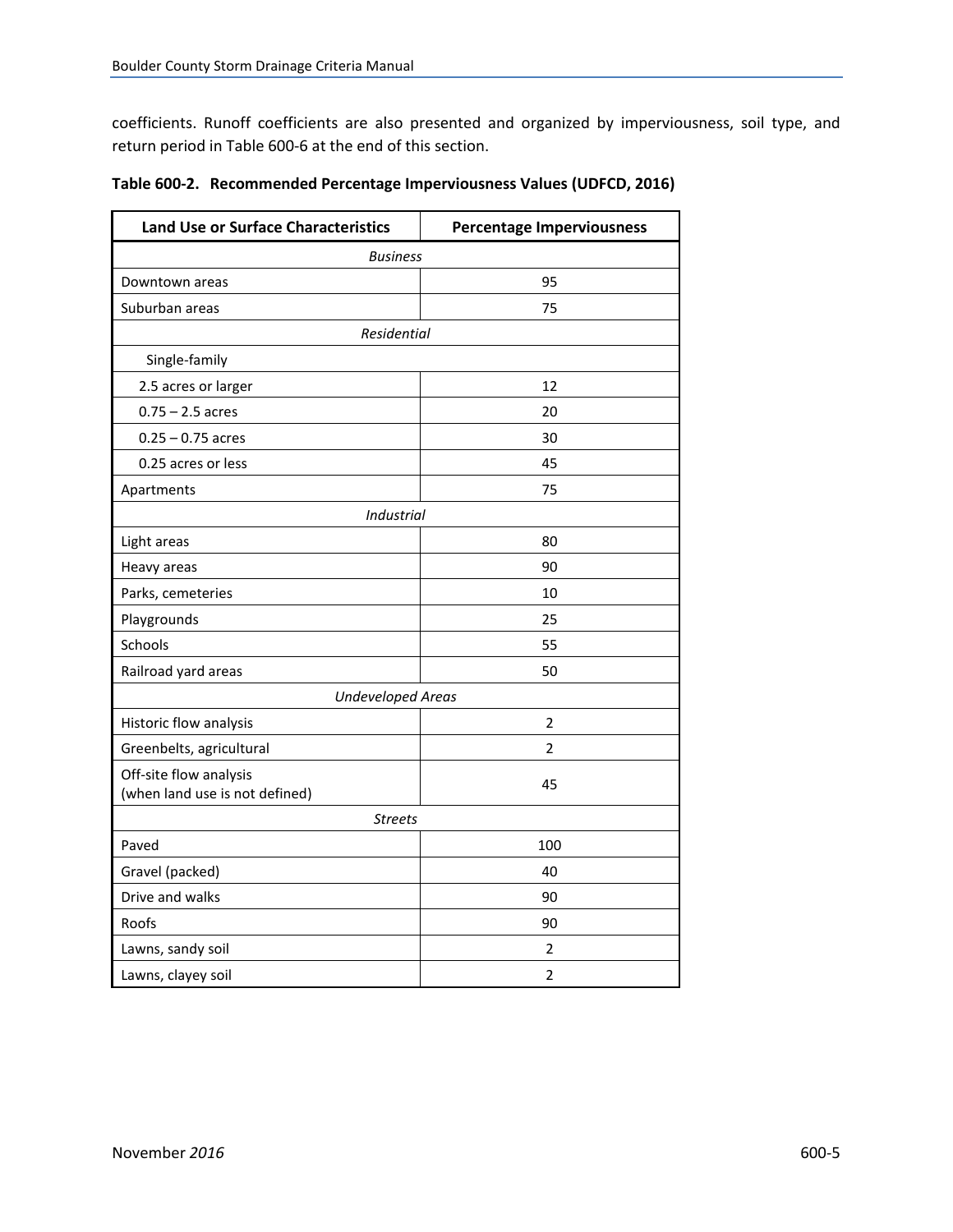coefficients. Runoff coefficients are also presented and organized by imperviousness, soil type, and return period in Table 600-6 at the end of this section.

**Table 600-2. Recommended Percentage Imperviousness Values (UDFCD, 2016)**

| Land Use or Surface Characteristics | Percentage Imperviousness |
|---|---|
| *Business* | |
| Downtown areas | 95 |
| Suburban areas | 75 |
| *Residential* | |
| Single-family | |
| 2.5 acres or larger | 12 |
| 0.75 – 2.5 acres | 20 |
| 0.25 – 0.75 acres | 30 |
| 0.25 acres or less | 45 |
| Apartments | 75 |
| *Industrial* | |
| Light areas | 80 |
| Heavy areas | 90 |
| Parks, cemeteries | 10 |
| Playgrounds | 25 |
| Schools | 55 |
| Railroad yard areas | 50 |
| *Undeveloped Areas* | |
| Historic flow analysis | 2 |
| Greenbelts, agricultural | 2 |
| Off-site flow analysis (when land use is not defined) | 45 |
| *Streets* | |
| Paved | 100 |
| Gravel (packed) | 40 |
| Drive and walks | 90 |
| Roofs | 90 |
| Lawns, sandy soil | 2 |
| Lawns, clayey soil | 2 |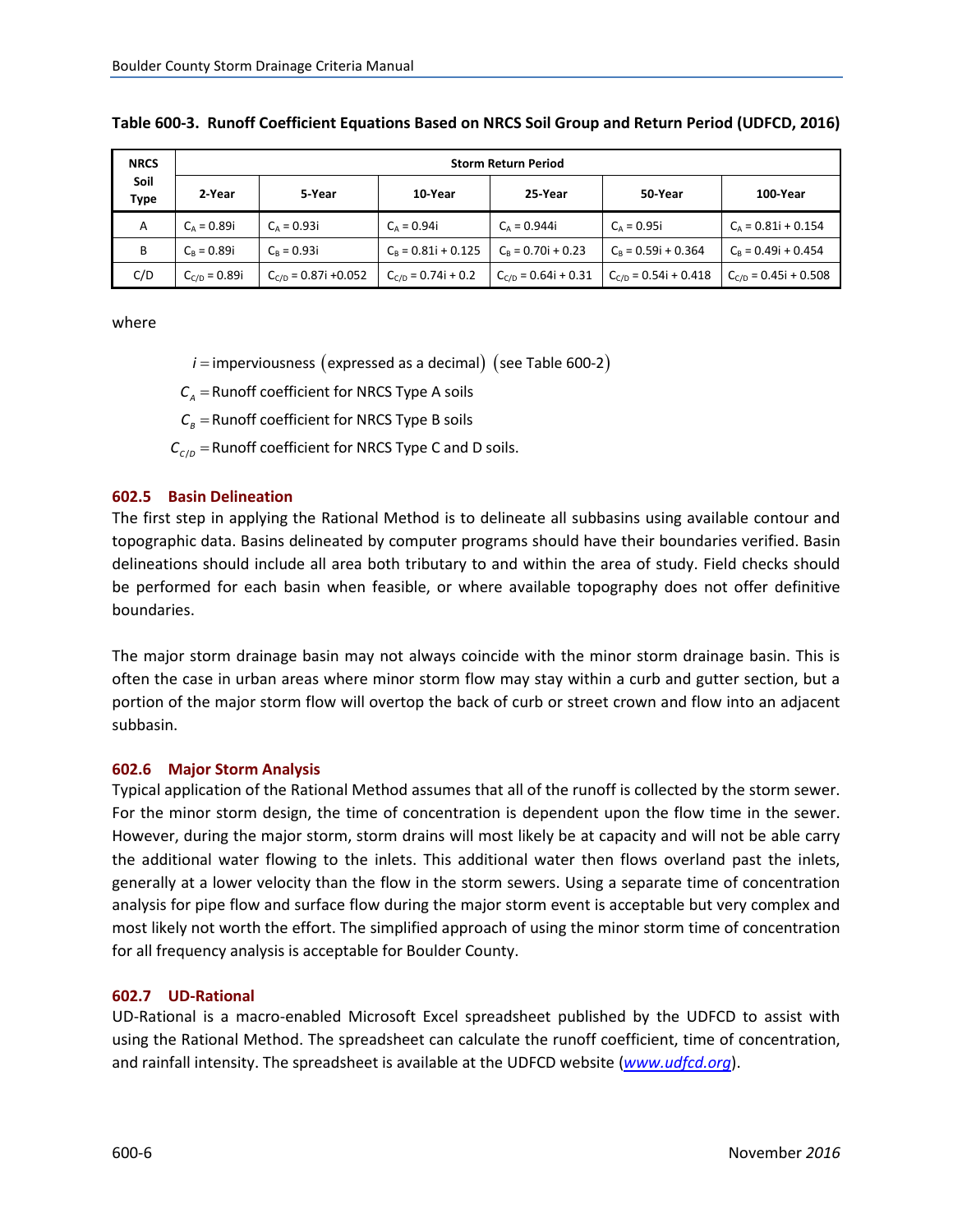**Table 600-3. Runoff Coefficient Equations Based on NRCS Soil Group and Return Period (UDFCD, 2016)**

| NRCS Soil Type | Storm Return Period | | | | | |
|---|---|---|---|---|---|---|
| | 2-Year | 5-Year | 10-Year | 25-Year | 50-Year | 100-Year |
| A | $C_A = 0.89i$ | $C_A = 0.93i$ | $C_A = 0.94i$ | $C_A = 0.944i$ | $C_A = 0.95i$ | $C_A = 0.81i + 0.154$ |
| B | $C_B = 0.89i$ | $C_B = 0.93i$ | $C_B = 0.81i + 0.125$ | $C_B = 0.70i + 0.23$ | $C_B = 0.59i + 0.364$ | $C_B = 0.49i + 0.454$ |
| C/D | $C_{C/D} = 0.89i$ | $C_{C/D} = 0.87i + 0.052$ | $C_{C/D} = 0.74i + 0.2$ | $C_{C/D} = 0.64i + 0.31$ | $C_{C/D} = 0.54i + 0.418$ | $C_{C/D} = 0.45i + 0.508$ |

where

$i =$ imperviousness (expressed as a decimal) (see Table 600-2)

$C_A =$ Runoff coefficient for NRCS Type A soils

$C_B =$ Runoff coefficient for NRCS Type B soils

$C_{C/D} =$ Runoff coefficient for NRCS Type C and D soils.

### 602.5 Basin Delineation

The first step in applying the Rational Method is to delineate all subbasins using available contour and topographic data. Basins delineated by computer programs should have their boundaries verified. Basin delineations should include all area both tributary to and within the area of study. Field checks should be performed for each basin when feasible, or where available topography does not offer definitive boundaries.

The major storm drainage basin may not always coincide with the minor storm drainage basin. This is often the case in urban areas where minor storm flow may stay within a curb and gutter section, but a portion of the major storm flow will overtop the back of curb or street crown and flow into an adjacent subbasin.

### 602.6 Major Storm Analysis

Typical application of the Rational Method assumes that all of the runoff is collected by the storm sewer. For the minor storm design, the time of concentration is dependent upon the flow time in the sewer. However, during the major storm, storm drains will most likely be at capacity and will not be able carry the additional water flowing to the inlets. This additional water then flows overland past the inlets, generally at a lower velocity than the flow in the storm sewers. Using a separate time of concentration analysis for pipe flow and surface flow during the major storm event is acceptable but very complex and most likely not worth the effort. The simplified approach of using the minor storm time of concentration for all frequency analysis is acceptable for Boulder County.

### 602.7 UD-Rational

UD-Rational is a macro-enabled Microsoft Excel spreadsheet published by the UDFCD to assist with using the Rational Method. The spreadsheet can calculate the runoff coefficient, time of concentration, and rainfall intensity. The spreadsheet is available at the UDFCD website (*www.udfcd.org*).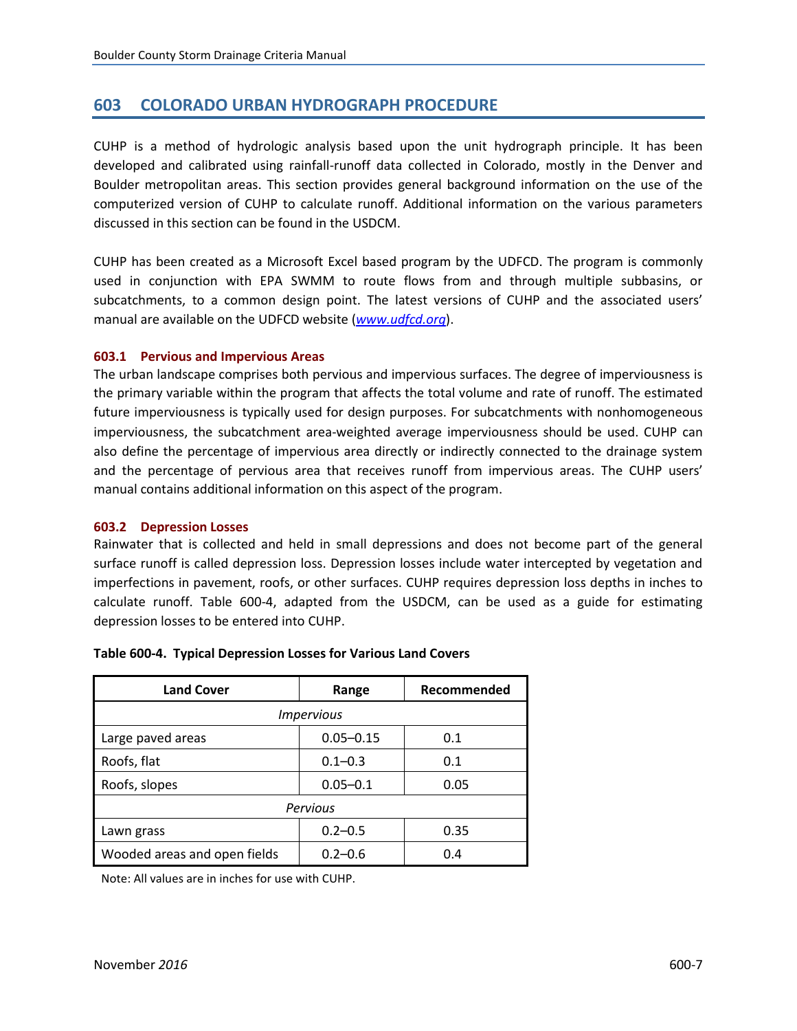## 603 COLORADO URBAN HYDROGRAPH PROCEDURE

CUHP is a method of hydrologic analysis based upon the unit hydrograph principle. It has been developed and calibrated using rainfall-runoff data collected in Colorado, mostly in the Denver and Boulder metropolitan areas. This section provides general background information on the use of the computerized version of CUHP to calculate runoff. Additional information on the various parameters discussed in this section can be found in the USDCM.

CUHP has been created as a Microsoft Excel based program by the UDFCD. The program is commonly used in conjunction with EPA SWMM to route flows from and through multiple subbasins, or subcatchments, to a common design point. The latest versions of CUHP and the associated users' manual are available on the UDFCD website (*www.udfcd.org*).

### 603.1 Pervious and Impervious Areas

The urban landscape comprises both pervious and impervious surfaces. The degree of imperviousness is the primary variable within the program that affects the total volume and rate of runoff. The estimated future imperviousness is typically used for design purposes. For subcatchments with nonhomogeneous imperviousness, the subcatchment area-weighted average imperviousness should be used. CUHP can also define the percentage of impervious area directly or indirectly connected to the drainage system and the percentage of pervious area that receives runoff from impervious areas. The CUHP users' manual contains additional information on this aspect of the program.

### 603.2 Depression Losses

Rainwater that is collected and held in small depressions and does not become part of the general surface runoff is called depression loss. Depression losses include water intercepted by vegetation and imperfections in pavement, roofs, or other surfaces. CUHP requires depression loss depths in inches to calculate runoff. Table 600-4, adapted from the USDCM, can be used as a guide for estimating depression losses to be entered into CUHP.

**Table 600-4. Typical Depression Losses for Various Land Covers**

| Land Cover | Range | Recommended |
|---|---|---|
| *Impervious* | | |
| Large paved areas | 0.05–0.15 | 0.1 |
| Roofs, flat | 0.1–0.3 | 0.1 |
| Roofs, slopes | 0.05–0.1 | 0.05 |
| *Pervious* | | |
| Lawn grass | 0.2–0.5 | 0.35 |
| Wooded areas and open fields | 0.2–0.6 | 0.4 |

Note: All values are in inches for use with CUHP.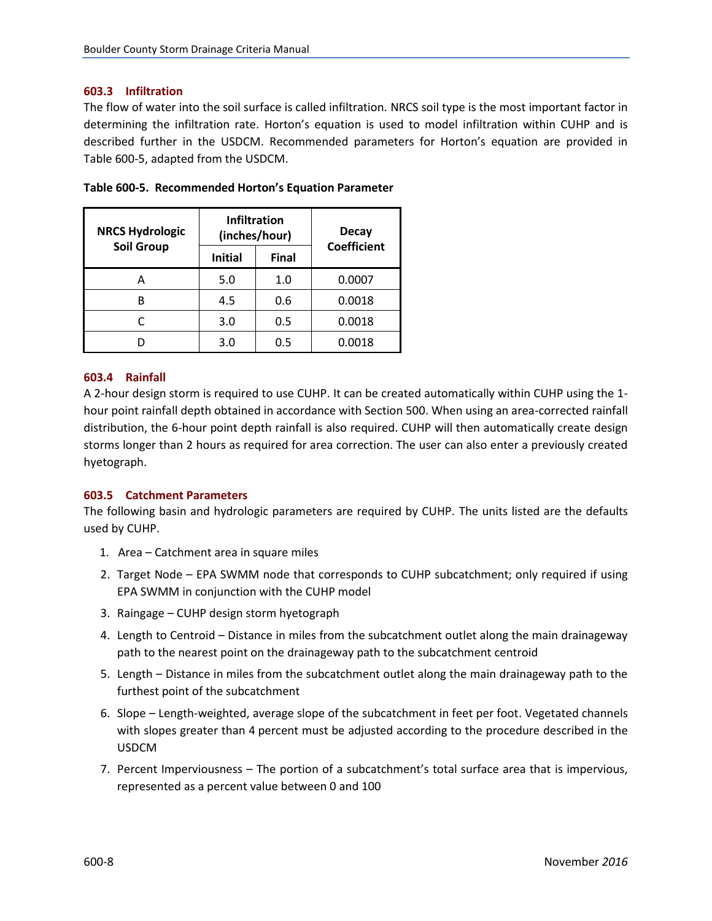### 603.3 Infiltration

The flow of water into the soil surface is called infiltration. NRCS soil type is the most important factor in determining the infiltration rate. Horton's equation is used to model infiltration within CUHP and is described further in the USDCM. Recommended parameters for Horton's equation are provided in Table 600-5, adapted from the USDCM.

**Table 600-5. Recommended Horton's Equation Parameter**

| NRCS Hydrologic Soil Group | Infiltration (inches/hour) | | Decay Coefficient |
|---|---|---|---|
| | Initial | Final | |
| A | 5.0 | 1.0 | 0.0007 |
| B | 4.5 | 0.6 | 0.0018 |
| C | 3.0 | 0.5 | 0.0018 |
| D | 3.0 | 0.5 | 0.0018 |

### 603.4 Rainfall

A 2-hour design storm is required to use CUHP. It can be created automatically within CUHP using the 1-hour point rainfall depth obtained in accordance with Section 500. When using an area-corrected rainfall distribution, the 6-hour point depth rainfall is also required. CUHP will then automatically create design storms longer than 2 hours as required for area correction. The user can also enter a previously created hyetograph.

### 603.5 Catchment Parameters

The following basin and hydrologic parameters are required by CUHP. The units listed are the defaults used by CUHP.

1. Area – Catchment area in square miles
2. Target Node – EPA SWMM node that corresponds to CUHP subcatchment; only required if using EPA SWMM in conjunction with the CUHP model
3. Raingage – CUHP design storm hyetograph
4. Length to Centroid – Distance in miles from the subcatchment outlet along the main drainageway path to the nearest point on the drainageway path to the subcatchment centroid
5. Length – Distance in miles from the subcatchment outlet along the main drainageway path to the furthest point of the subcatchment
6. Slope – Length-weighted, average slope of the subcatchment in feet per foot. Vegetated channels with slopes greater than 4 percent must be adjusted according to the procedure described in the USDCM
7. Percent Imperviousness – The portion of a subcatchment's total surface area that is impervious, represented as a percent value between 0 and 100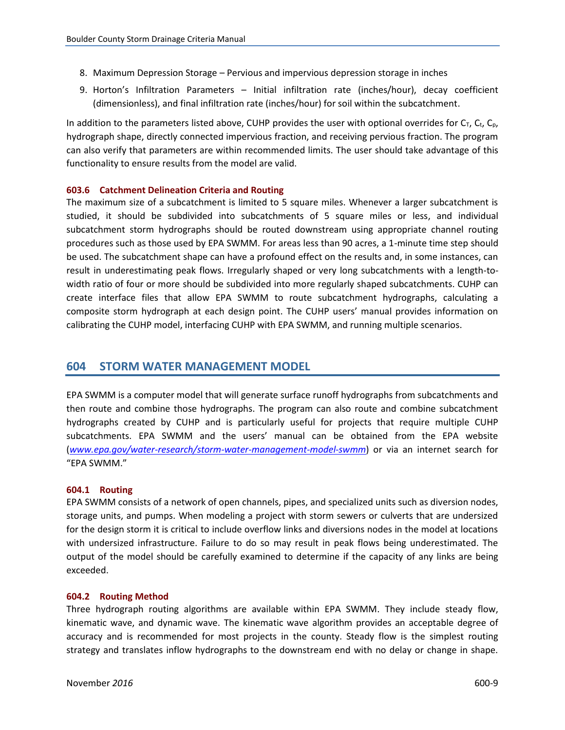8. Maximum Depression Storage – Pervious and impervious depression storage in inches
9. Horton's Infiltration Parameters – Initial infiltration rate (inches/hour), decay coefficient (dimensionless), and final infiltration rate (inches/hour) for soil within the subcatchment.

In addition to the parameters listed above, CUHP provides the user with optional overrides for $C_T$, $C_t$, $C_p$, hydrograph shape, directly connected impervious fraction, and receiving pervious fraction. The program can also verify that parameters are within recommended limits. The user should take advantage of this functionality to ensure results from the model are valid.

### 603.6 Catchment Delineation Criteria and Routing

The maximum size of a subcatchment is limited to 5 square miles. Whenever a larger subcatchment is studied, it should be subdivided into subcatchments of 5 square miles or less, and individual subcatchment storm hydrographs should be routed downstream using appropriate channel routing procedures such as those used by EPA SWMM. For areas less than 90 acres, a 1-minute time step should be used. The subcatchment shape can have a profound effect on the results and, in some instances, can result in underestimating peak flows. Irregularly shaped or very long subcatchments with a length-to-width ratio of four or more should be subdivided into more regularly shaped subcatchments. CUHP can create interface files that allow EPA SWMM to route subcatchment hydrographs, calculating a composite storm hydrograph at each design point. The CUHP users' manual provides information on calibrating the CUHP model, interfacing CUHP with EPA SWMM, and running multiple scenarios.

## 604 STORM WATER MANAGEMENT MODEL

EPA SWMM is a computer model that will generate surface runoff hydrographs from subcatchments and then route and combine those hydrographs. The program can also route and combine subcatchment hydrographs created by CUHP and is particularly useful for projects that require multiple CUHP subcatchments. EPA SWMM and the users' manual can be obtained from the EPA website (*www.epa.gov/water-research/storm-water-management-model-swmm*) or via an internet search for "EPA SWMM."

### 604.1 Routing

EPA SWMM consists of a network of open channels, pipes, and specialized units such as diversion nodes, storage units, and pumps. When modeling a project with storm sewers or culverts that are undersized for the design storm it is critical to include overflow links and diversions nodes in the model at locations with undersized infrastructure. Failure to do so may result in peak flows being underestimated. The output of the model should be carefully examined to determine if the capacity of any links are being exceeded.

### 604.2 Routing Method

Three hydrograph routing algorithms are available within EPA SWMM. They include steady flow, kinematic wave, and dynamic wave. The kinematic wave algorithm provides an acceptable degree of accuracy and is recommended for most projects in the county. Steady flow is the simplest routing strategy and translates inflow hydrographs to the downstream end with no delay or change in shape.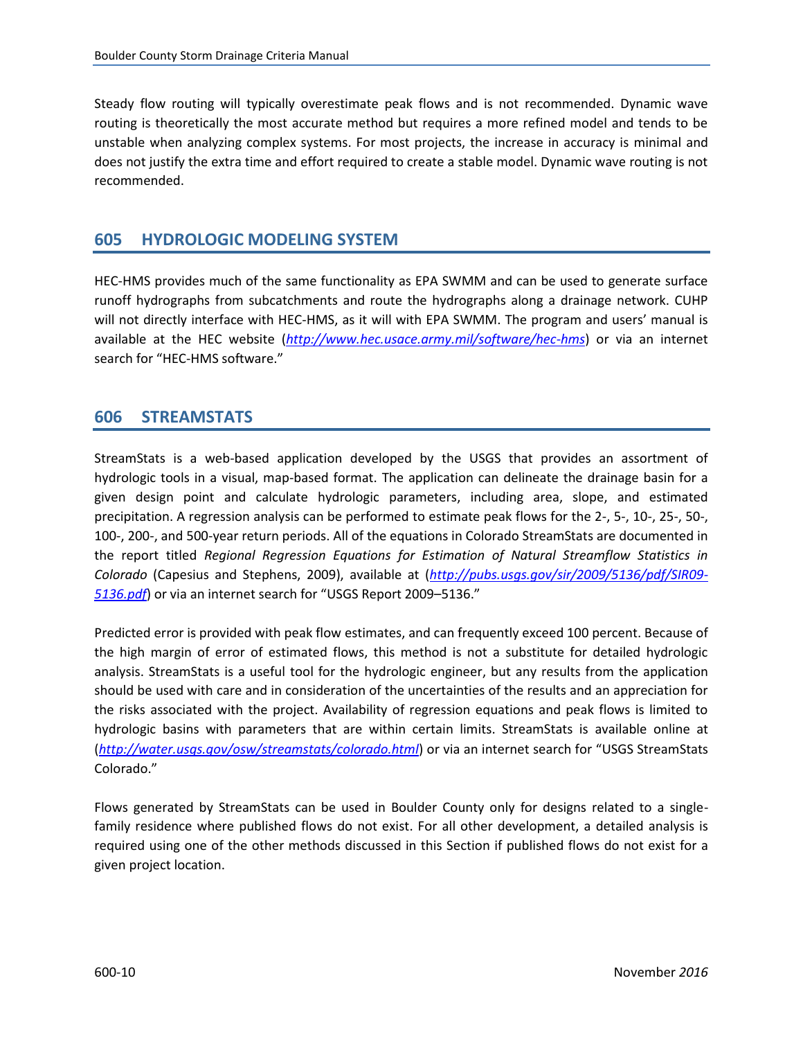Steady flow routing will typically overestimate peak flows and is not recommended. Dynamic wave routing is theoretically the most accurate method but requires a more refined model and tends to be unstable when analyzing complex systems. For most projects, the increase in accuracy is minimal and does not justify the extra time and effort required to create a stable model. Dynamic wave routing is not recommended.

## 605 HYDROLOGIC MODELING SYSTEM

HEC-HMS provides much of the same functionality as EPA SWMM and can be used to generate surface runoff hydrographs from subcatchments and route the hydrographs along a drainage network. CUHP will not directly interface with HEC-HMS, as it will with EPA SWMM. The program and users' manual is available at the HEC website (*http://www.hec.usace.army.mil/software/hec-hms*) or via an internet search for "HEC-HMS software."

## 606 STREAMSTATS

StreamStats is a web-based application developed by the USGS that provides an assortment of hydrologic tools in a visual, map-based format. The application can delineate the drainage basin for a given design point and calculate hydrologic parameters, including area, slope, and estimated precipitation. A regression analysis can be performed to estimate peak flows for the 2-, 5-, 10-, 25-, 50-, 100-, 200-, and 500-year return periods. All of the equations in Colorado StreamStats are documented in the report titled *Regional Regression Equations for Estimation of Natural Streamflow Statistics in Colorado* (Capesius and Stephens, 2009), available at (*http://pubs.usgs.gov/sir/2009/5136/pdf/SIR09-5136.pdf*) or via an internet search for "USGS Report 2009–5136."

Predicted error is provided with peak flow estimates, and can frequently exceed 100 percent. Because of the high margin of error of estimated flows, this method is not a substitute for detailed hydrologic analysis. StreamStats is a useful tool for the hydrologic engineer, but any results from the application should be used with care and in consideration of the uncertainties of the results and an appreciation for the risks associated with the project. Availability of regression equations and peak flows is limited to hydrologic basins with parameters that are within certain limits. StreamStats is available online at (*http://water.usgs.gov/osw/streamstats/colorado.html*) or via an internet search for "USGS StreamStats Colorado."

Flows generated by StreamStats can be used in Boulder County only for designs related to a single-family residence where published flows do not exist. For all other development, a detailed analysis is required using one of the other methods discussed in this Section if published flows do not exist for a given project location.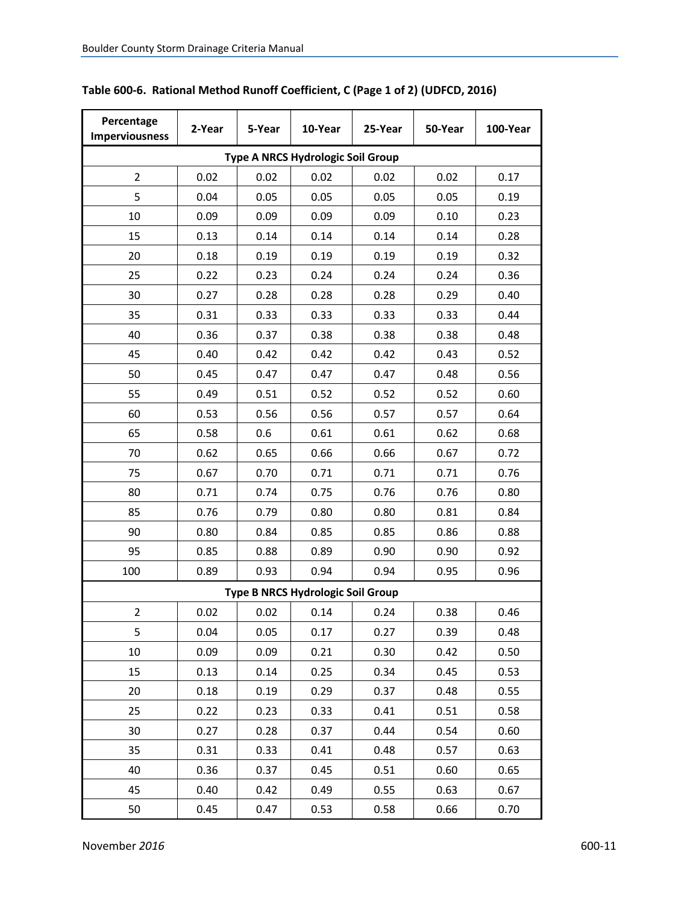**Table 600-6. Rational Method Runoff Coefficient, C (Page 1 of 2) (UDFCD, 2016)**

| Percentage Imperviousness | 2-Year | 5-Year | 10-Year | 25-Year | 50-Year | 100-Year |
|---|---|---|---|---|---|---|
| **Type A NRCS Hydrologic Soil Group** | | | | | | |
| 2 | 0.02 | 0.02 | 0.02 | 0.02 | 0.02 | 0.17 |
| 5 | 0.04 | 0.05 | 0.05 | 0.05 | 0.05 | 0.19 |
| 10 | 0.09 | 0.09 | 0.09 | 0.09 | 0.10 | 0.23 |
| 15 | 0.13 | 0.14 | 0.14 | 0.14 | 0.14 | 0.28 |
| 20 | 0.18 | 0.19 | 0.19 | 0.19 | 0.19 | 0.32 |
| 25 | 0.22 | 0.23 | 0.24 | 0.24 | 0.24 | 0.36 |
| 30 | 0.27 | 0.28 | 0.28 | 0.28 | 0.29 | 0.40 |
| 35 | 0.31 | 0.33 | 0.33 | 0.33 | 0.33 | 0.44 |
| 40 | 0.36 | 0.37 | 0.38 | 0.38 | 0.38 | 0.48 |
| 45 | 0.40 | 0.42 | 0.42 | 0.42 | 0.43 | 0.52 |
| 50 | 0.45 | 0.47 | 0.47 | 0.47 | 0.48 | 0.56 |
| 55 | 0.49 | 0.51 | 0.52 | 0.52 | 0.52 | 0.60 |
| 60 | 0.53 | 0.56 | 0.56 | 0.57 | 0.57 | 0.64 |
| 65 | 0.58 | 0.6 | 0.61 | 0.61 | 0.62 | 0.68 |
| 70 | 0.62 | 0.65 | 0.66 | 0.66 | 0.67 | 0.72 |
| 75 | 0.67 | 0.70 | 0.71 | 0.71 | 0.71 | 0.76 |
| 80 | 0.71 | 0.74 | 0.75 | 0.76 | 0.76 | 0.80 |
| 85 | 0.76 | 0.79 | 0.80 | 0.80 | 0.81 | 0.84 |
| 90 | 0.80 | 0.84 | 0.85 | 0.85 | 0.86 | 0.88 |
| 95 | 0.85 | 0.88 | 0.89 | 0.90 | 0.90 | 0.92 |
| 100 | 0.89 | 0.93 | 0.94 | 0.94 | 0.95 | 0.96 |
| **Type B NRCS Hydrologic Soil Group** | | | | | | |
| 2 | 0.02 | 0.02 | 0.14 | 0.24 | 0.38 | 0.46 |
| 5 | 0.04 | 0.05 | 0.17 | 0.27 | 0.39 | 0.48 |
| 10 | 0.09 | 0.09 | 0.21 | 0.30 | 0.42 | 0.50 |
| 15 | 0.13 | 0.14 | 0.25 | 0.34 | 0.45 | 0.53 |
| 20 | 0.18 | 0.19 | 0.29 | 0.37 | 0.48 | 0.55 |
| 25 | 0.22 | 0.23 | 0.33 | 0.41 | 0.51 | 0.58 |
| 30 | 0.27 | 0.28 | 0.37 | 0.44 | 0.54 | 0.60 |
| 35 | 0.31 | 0.33 | 0.41 | 0.48 | 0.57 | 0.63 |
| 40 | 0.36 | 0.37 | 0.45 | 0.51 | 0.60 | 0.65 |
| 45 | 0.40 | 0.42 | 0.49 | 0.55 | 0.63 | 0.67 |
| 50 | 0.45 | 0.47 | 0.53 | 0.58 | 0.66 | 0.70 |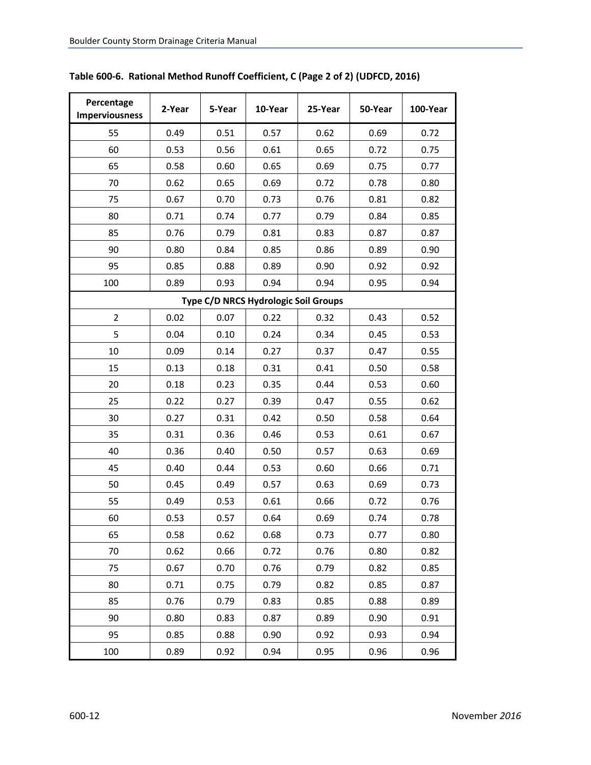**Table 600-6. Rational Method Runoff Coefficient, C (Page 2 of 2) (UDFCD, 2016)**

| Percentage Imperviousness | 2-Year | 5-Year | 10-Year | 25-Year | 50-Year | 100-Year |
|---|---|---|---|---|---|---|
| 55 | 0.49 | 0.51 | 0.57 | 0.62 | 0.69 | 0.72 |
| 60 | 0.53 | 0.56 | 0.61 | 0.65 | 0.72 | 0.75 |
| 65 | 0.58 | 0.60 | 0.65 | 0.69 | 0.75 | 0.77 |
| 70 | 0.62 | 0.65 | 0.69 | 0.72 | 0.78 | 0.80 |
| 75 | 0.67 | 0.70 | 0.73 | 0.76 | 0.81 | 0.82 |
| 80 | 0.71 | 0.74 | 0.77 | 0.79 | 0.84 | 0.85 |
| 85 | 0.76 | 0.79 | 0.81 | 0.83 | 0.87 | 0.87 |
| 90 | 0.80 | 0.84 | 0.85 | 0.86 | 0.89 | 0.90 |
| 95 | 0.85 | 0.88 | 0.89 | 0.90 | 0.92 | 0.92 |
| 100 | 0.89 | 0.93 | 0.94 | 0.94 | 0.95 | 0.94 |
| **Type C/D NRCS Hydrologic Soil Groups** | | | | | | |
| 2 | 0.02 | 0.07 | 0.22 | 0.32 | 0.43 | 0.52 |
| 5 | 0.04 | 0.10 | 0.24 | 0.34 | 0.45 | 0.53 |
| 10 | 0.09 | 0.14 | 0.27 | 0.37 | 0.47 | 0.55 |
| 15 | 0.13 | 0.18 | 0.31 | 0.41 | 0.50 | 0.58 |
| 20 | 0.18 | 0.23 | 0.35 | 0.44 | 0.53 | 0.60 |
| 25 | 0.22 | 0.27 | 0.39 | 0.47 | 0.55 | 0.62 |
| 30 | 0.27 | 0.31 | 0.42 | 0.50 | 0.58 | 0.64 |
| 35 | 0.31 | 0.36 | 0.46 | 0.53 | 0.61 | 0.67 |
| 40 | 0.36 | 0.40 | 0.50 | 0.57 | 0.63 | 0.69 |
| 45 | 0.40 | 0.44 | 0.53 | 0.60 | 0.66 | 0.71 |
| 50 | 0.45 | 0.49 | 0.57 | 0.63 | 0.69 | 0.73 |
| 55 | 0.49 | 0.53 | 0.61 | 0.66 | 0.72 | 0.76 |
| 60 | 0.53 | 0.57 | 0.64 | 0.69 | 0.74 | 0.78 |
| 65 | 0.58 | 0.62 | 0.68 | 0.73 | 0.77 | 0.80 |
| 70 | 0.62 | 0.66 | 0.72 | 0.76 | 0.80 | 0.82 |
| 75 | 0.67 | 0.70 | 0.76 | 0.79 | 0.82 | 0.85 |
| 80 | 0.71 | 0.75 | 0.79 | 0.82 | 0.85 | 0.87 |
| 85 | 0.76 | 0.79 | 0.83 | 0.85 | 0.88 | 0.89 |
| 90 | 0.80 | 0.83 | 0.87 | 0.89 | 0.90 | 0.91 |
| 95 | 0.85 | 0.88 | 0.90 | 0.92 | 0.93 | 0.94 |
| 100 | 0.89 | 0.92 | 0.94 | 0.95 | 0.96 | 0.96 |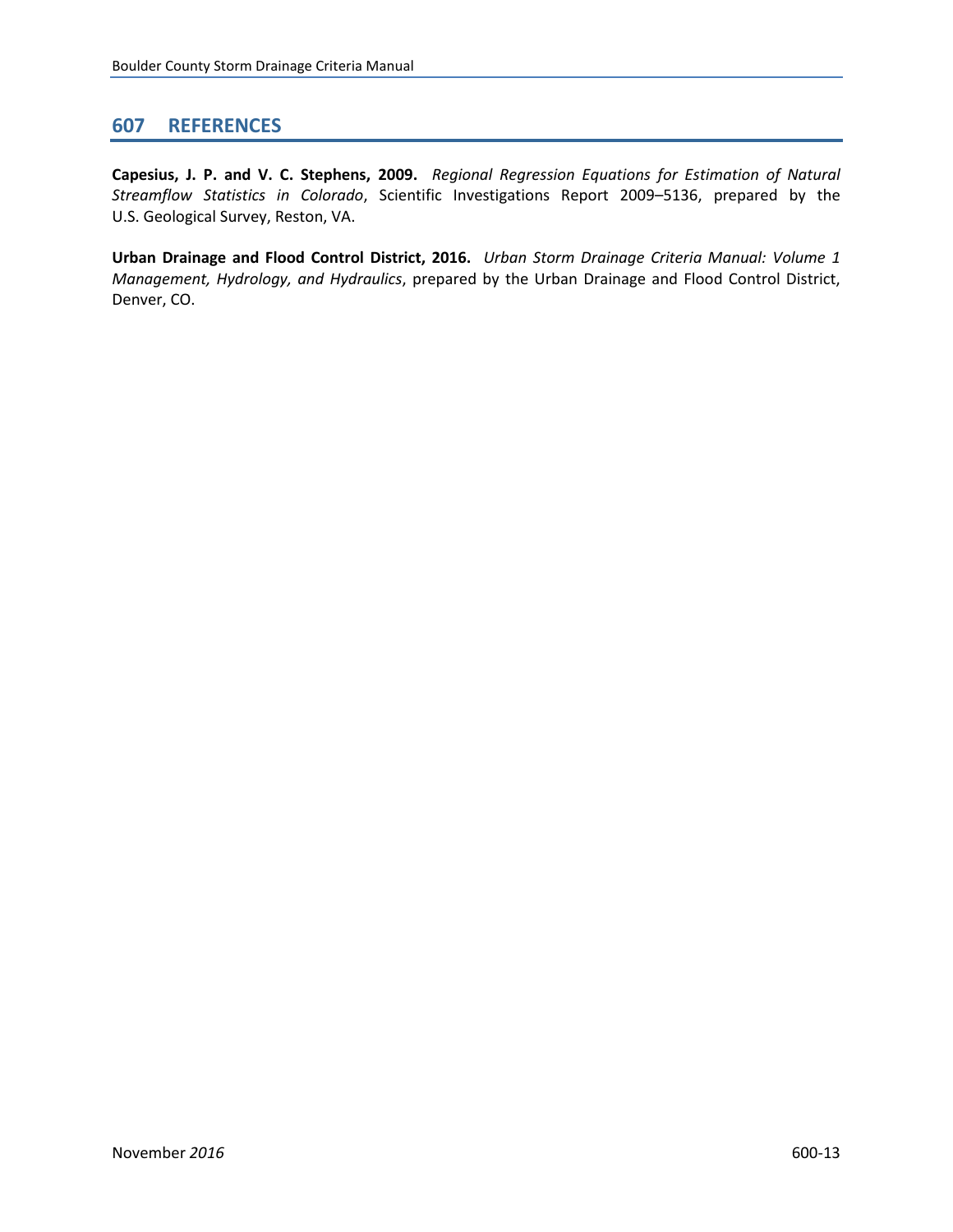## 607 REFERENCES

**Capesius, J. P. and V. C. Stephens, 2009.** *Regional Regression Equations for Estimation of Natural Streamflow Statistics in Colorado*, Scientific Investigations Report 2009–5136, prepared by the U.S. Geological Survey, Reston, VA.

**Urban Drainage and Flood Control District, 2016.** *Urban Storm Drainage Criteria Manual: Volume 1 Management, Hydrology, and Hydraulics*, prepared by the Urban Drainage and Flood Control District, Denver, CO.